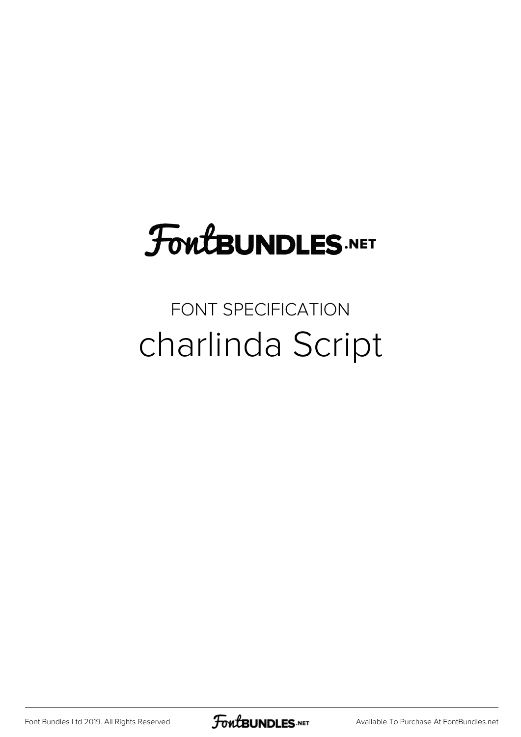# FontBUNDLES.NET

FONT SPECIFICATION

charlinda Script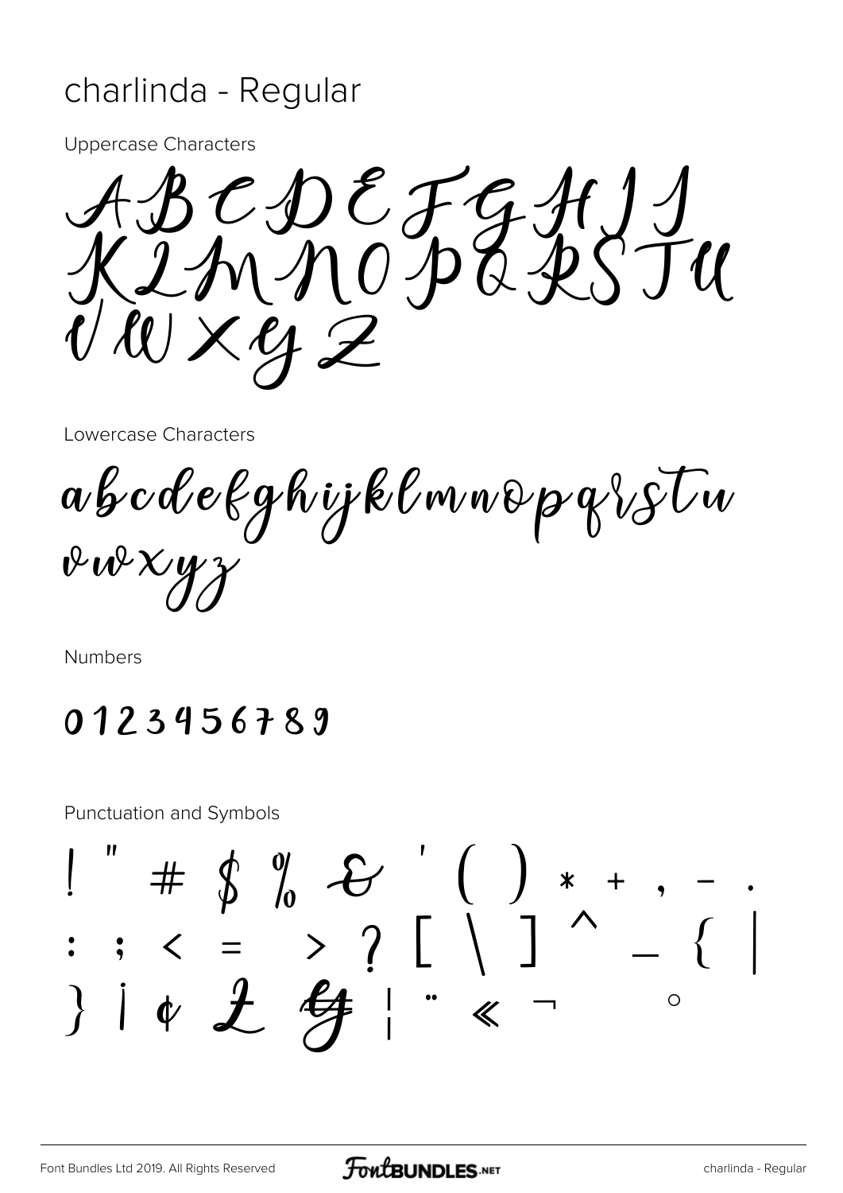# charlinda - Regular

Uppercase Characters

ABCDEFGHIJ
KLMNOPQRSTU
VWXYZ

Lowercase Characters

abcdefghijklmnopqrstu
vwxyz

Numbers

0123456789

Punctuation and Symbols

! " # $ % & ' ( ) * + , - .
: ; < = > ? [ \ ] ^ _ { |
} ¡ ¢ £ ¥ ¦ ¨ « ¬ °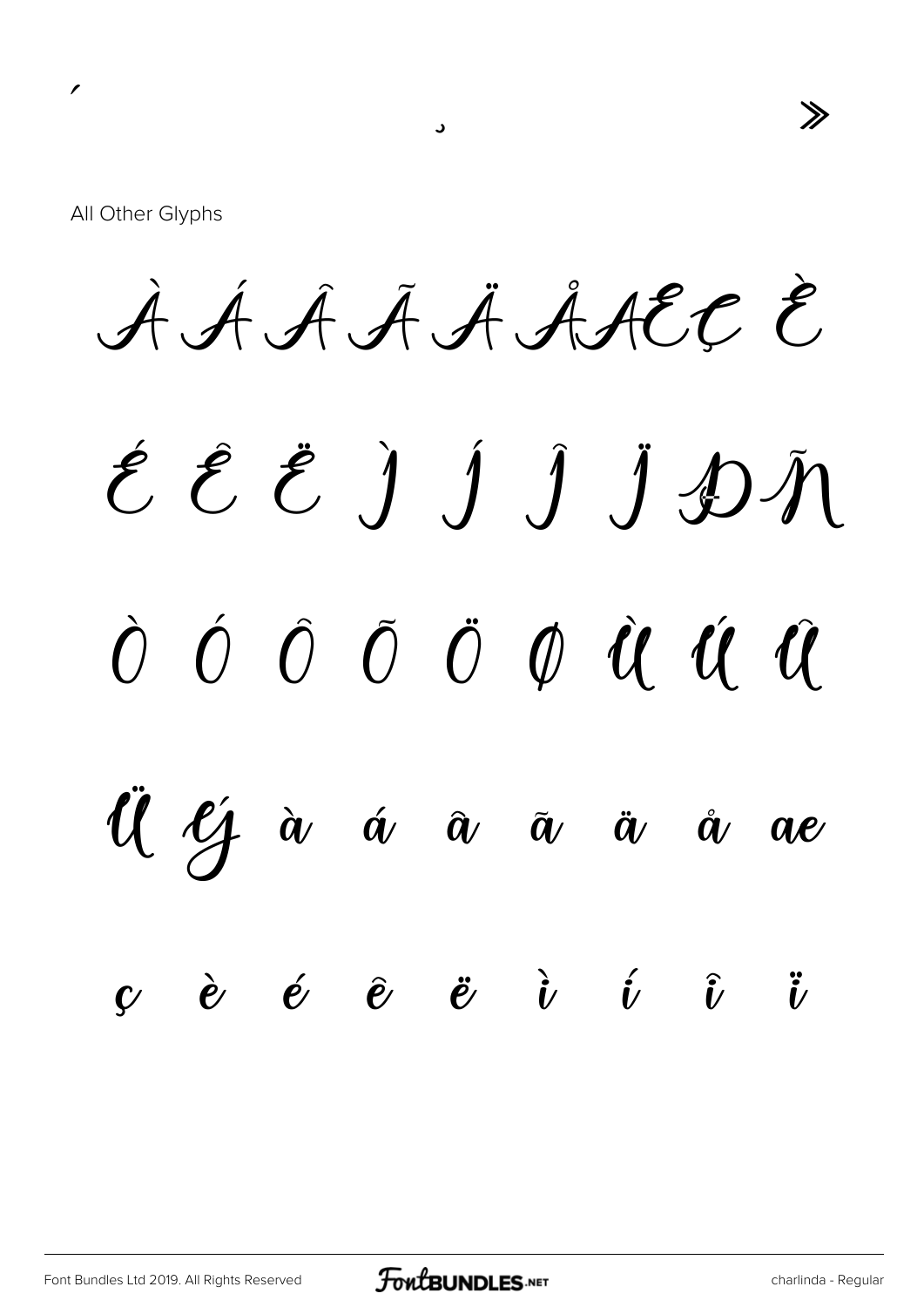´ ¸ »

All Other Glyphs

À Á Â Ã Ä Å Æ Ç È

É Ê Ë Ì Í Î Ï Ð Ñ

Ò Ó Ô Õ Ö Ø Ù Ú Û

Ü Ý à á â ã ä å æ

ç è é ê ë ì í î ï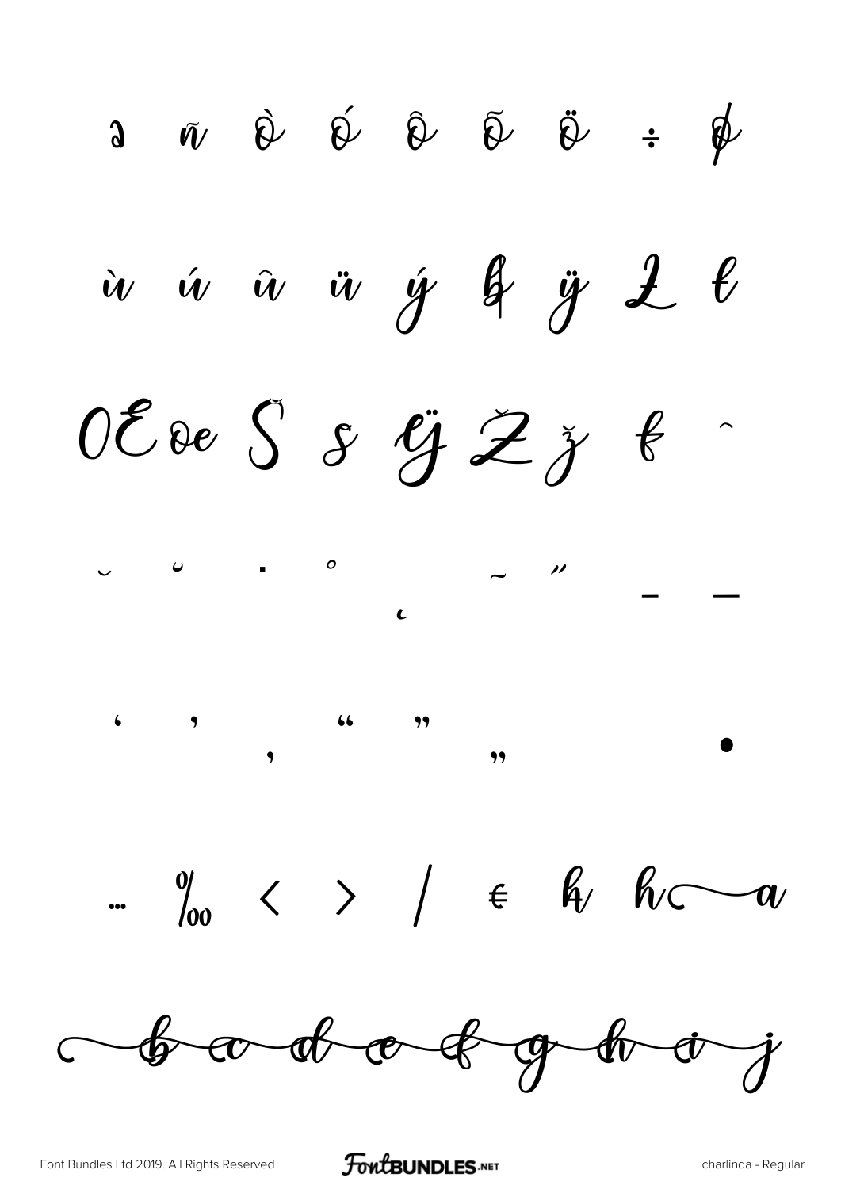ə ñ ò ó ô õ ö ÷ ø

ù ú û ü ý þ ÿ Ł ł

Œ œ Š š Ÿ Ž ž ƒ ˆ

˘ ˘ ˙ ˚ ˛ ˜ ˝ – —

‘ ’ ‚ “ ” „ •

… ‰ ‹ › ⁄ € ħ ħ a

b c d e f g h i j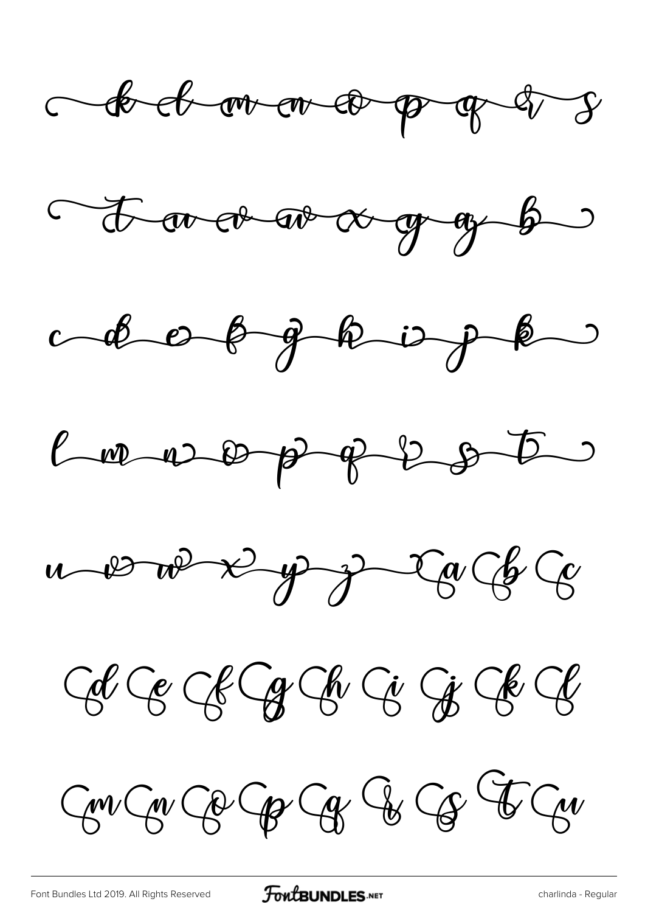k l m n o p q r s

t u v w x y z b

c d e f g h i j k

l m n o p q r s t

u v w x y z a b c

d e f g h i j k l

m n o p q r s t u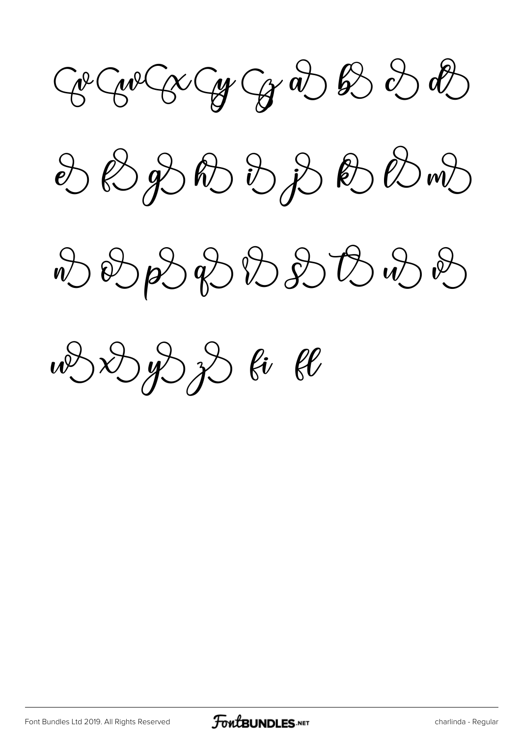v w x y z a b c d

e f g h i j k l m

n o p q r s t u v

w x y z fi fl